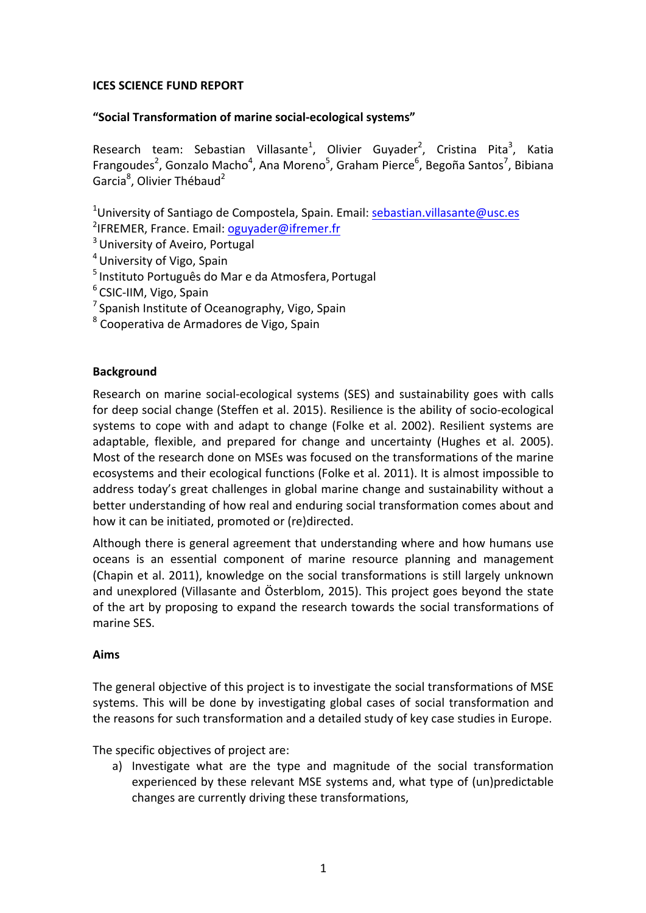**ICES SCIENCE FUND REPORT**

**“Social Transformation of marine social-ecological systems”**

Research team: Sebastian Villasante[1], Olivier Guyader[2], Cristina Pita[3], Katia Frangoudes[2], Gonzalo Macho[4], Ana Moreno[5], Graham Pierce[6], Begoña Santos[7], Bibiana Garcia[8], Olivier Thébaud[2]

[1]University of Santiago de Compostela, Spain. Email: sebastian.villasante@usc.es
[2]IFREMER, France. Email: oguyader@ifremer.fr
[3] University of Aveiro, Portugal
[4] University of Vigo, Spain
[5] Instituto Português do Mar e da Atmosfera, Portugal
[6] CSIC-IIM, Vigo, Spain
[7] Spanish Institute of Oceanography, Vigo, Spain
[8] Cooperativa de Armadores de Vigo, Spain

**Background**

Research on marine social-ecological systems (SES) and sustainability goes with calls for deep social change (Steffen et al. 2015). Resilience is the ability of socio-ecological systems to cope with and adapt to change (Folke et al. 2002). Resilient systems are adaptable, flexible, and prepared for change and uncertainty (Hughes et al. 2005). Most of the research done on MSEs was focused on the transformations of the marine ecosystems and their ecological functions (Folke et al. 2011). It is almost impossible to address today’s great challenges in global marine change and sustainability without a better understanding of how real and enduring social transformation comes about and how it can be initiated, promoted or (re)directed.

Although there is general agreement that understanding where and how humans use oceans is an essential component of marine resource planning and management (Chapin et al. 2011), knowledge on the social transformations is still largely unknown and unexplored (Villasante and Österblom, 2015). This project goes beyond the state of the art by proposing to expand the research towards the social transformations of marine SES.

**Aims**

The general objective of this project is to investigate the social transformations of MSE systems. This will be done by investigating global cases of social transformation and the reasons for such transformation and a detailed study of key case studies in Europe.

The specific objectives of project are:

a) Investigate what are the type and magnitude of the social transformation experienced by these relevant MSE systems and, what type of (un)predictable changes are currently driving these transformations,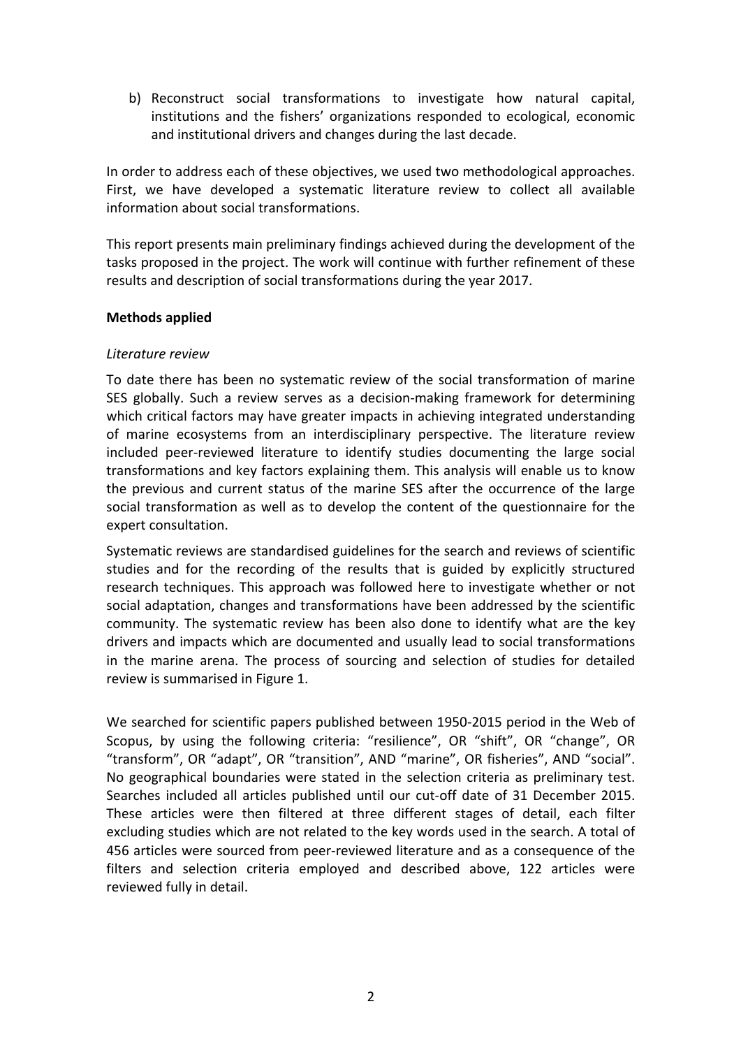b) Reconstruct social transformations to investigate how natural capital, institutions and the fishers' organizations responded to ecological, economic and institutional drivers and changes during the last decade.

In order to address each of these objectives, we used two methodological approaches. First, we have developed a systematic literature review to collect all available information about social transformations.

This report presents main preliminary findings achieved during the development of the tasks proposed in the project. The work will continue with further refinement of these results and description of social transformations during the year 2017.

**Methods applied**

*Literature review*

To date there has been no systematic review of the social transformation of marine SES globally. Such a review serves as a decision-making framework for determining which critical factors may have greater impacts in achieving integrated understanding of marine ecosystems from an interdisciplinary perspective. The literature review included peer-reviewed literature to identify studies documenting the large social transformations and key factors explaining them. This analysis will enable us to know the previous and current status of the marine SES after the occurrence of the large social transformation as well as to develop the content of the questionnaire for the expert consultation.

Systematic reviews are standardised guidelines for the search and reviews of scientific studies and for the recording of the results that is guided by explicitly structured research techniques. This approach was followed here to investigate whether or not social adaptation, changes and transformations have been addressed by the scientific community. The systematic review has been also done to identify what are the key drivers and impacts which are documented and usually lead to social transformations in the marine arena. The process of sourcing and selection of studies for detailed review is summarised in Figure 1.

We searched for scientific papers published between 1950-2015 period in the Web of Scopus, by using the following criteria: "resilience", OR "shift", OR "change", OR "transform", OR "adapt", OR "transition", AND "marine", OR fisheries", AND "social". No geographical boundaries were stated in the selection criteria as preliminary test. Searches included all articles published until our cut-off date of 31 December 2015. These articles were then filtered at three different stages of detail, each filter excluding studies which are not related to the key words used in the search. A total of 456 articles were sourced from peer-reviewed literature and as a consequence of the filters and selection criteria employed and described above, 122 articles were reviewed fully in detail.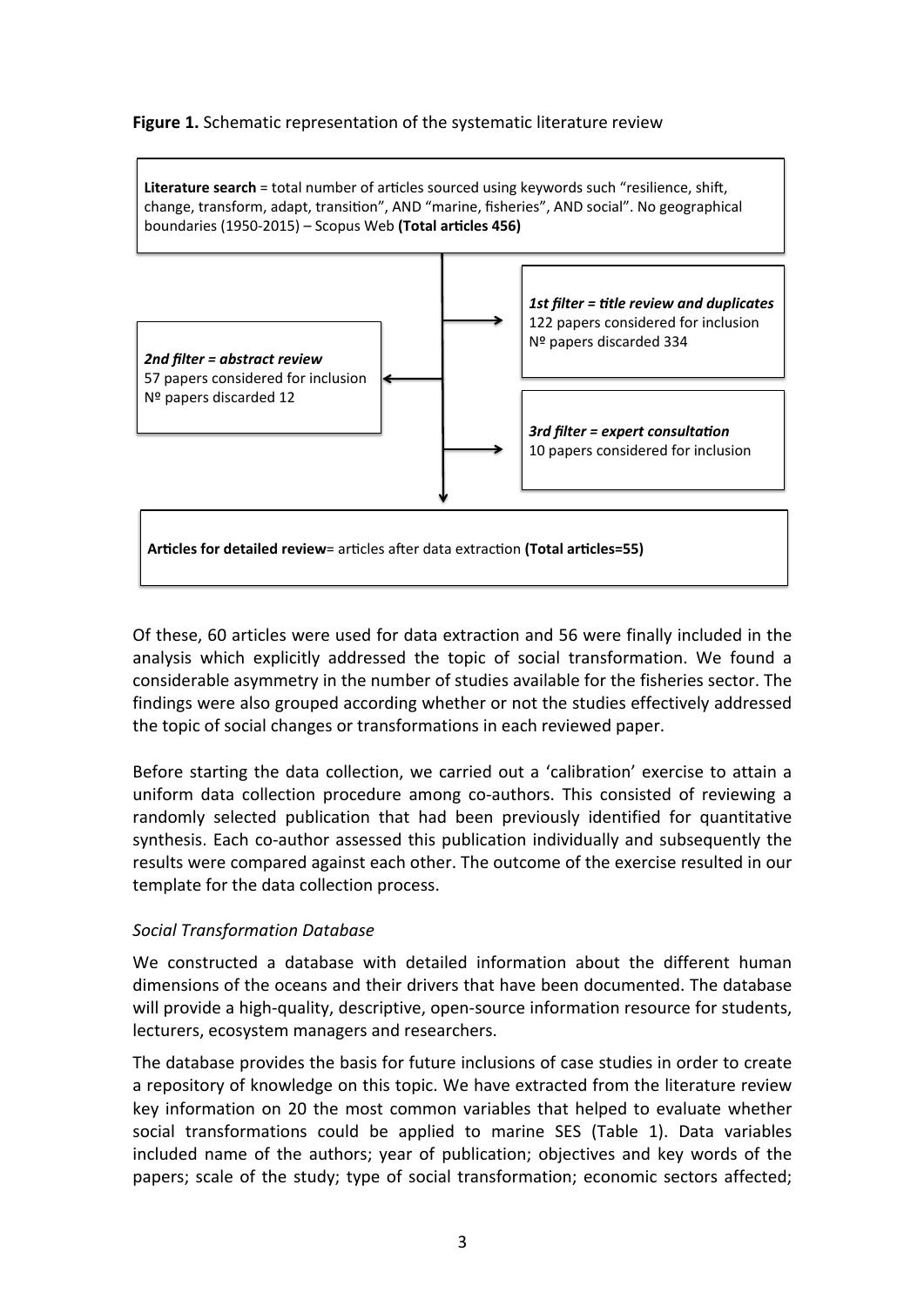**Figure 1.** Schematic representation of the systematic literature review

**Literature search** = total number of articles sourced using keywords such "resilience, shift, change, transform, adapt, transition", AND "marine, fisheries", AND social". No geographical boundaries (1950-2015) – Scopus Web **(Total articles 456)**

***1st filter = title review and duplicates***
122 papers considered for inclusion
Nº papers discarded 334

***2nd filter = abstract review***
57 papers considered for inclusion
Nº papers discarded 12

***3rd filter = expert consultation***
10 papers considered for inclusion

**Articles for detailed review**= articles after data extraction **(Total articles=55)**

Of these, 60 articles were used for data extraction and 56 were finally included in the analysis which explicitly addressed the topic of social transformation. We found a considerable asymmetry in the number of studies available for the fisheries sector. The findings were also grouped according whether or not the studies effectively addressed the topic of social changes or transformations in each reviewed paper.

Before starting the data collection, we carried out a 'calibration' exercise to attain a uniform data collection procedure among co-authors. This consisted of reviewing a randomly selected publication that had been previously identified for quantitative synthesis. Each co-author assessed this publication individually and subsequently the results were compared against each other. The outcome of the exercise resulted in our template for the data collection process.

*Social Transformation Database*

We constructed a database with detailed information about the different human dimensions of the oceans and their drivers that have been documented. The database will provide a high-quality, descriptive, open-source information resource for students, lecturers, ecosystem managers and researchers.

The database provides the basis for future inclusions of case studies in order to create a repository of knowledge on this topic. We have extracted from the literature review key information on 20 the most common variables that helped to evaluate whether social transformations could be applied to marine SES (Table 1). Data variables included name of the authors; year of publication; objectives and key words of the papers; scale of the study; type of social transformation; economic sectors affected;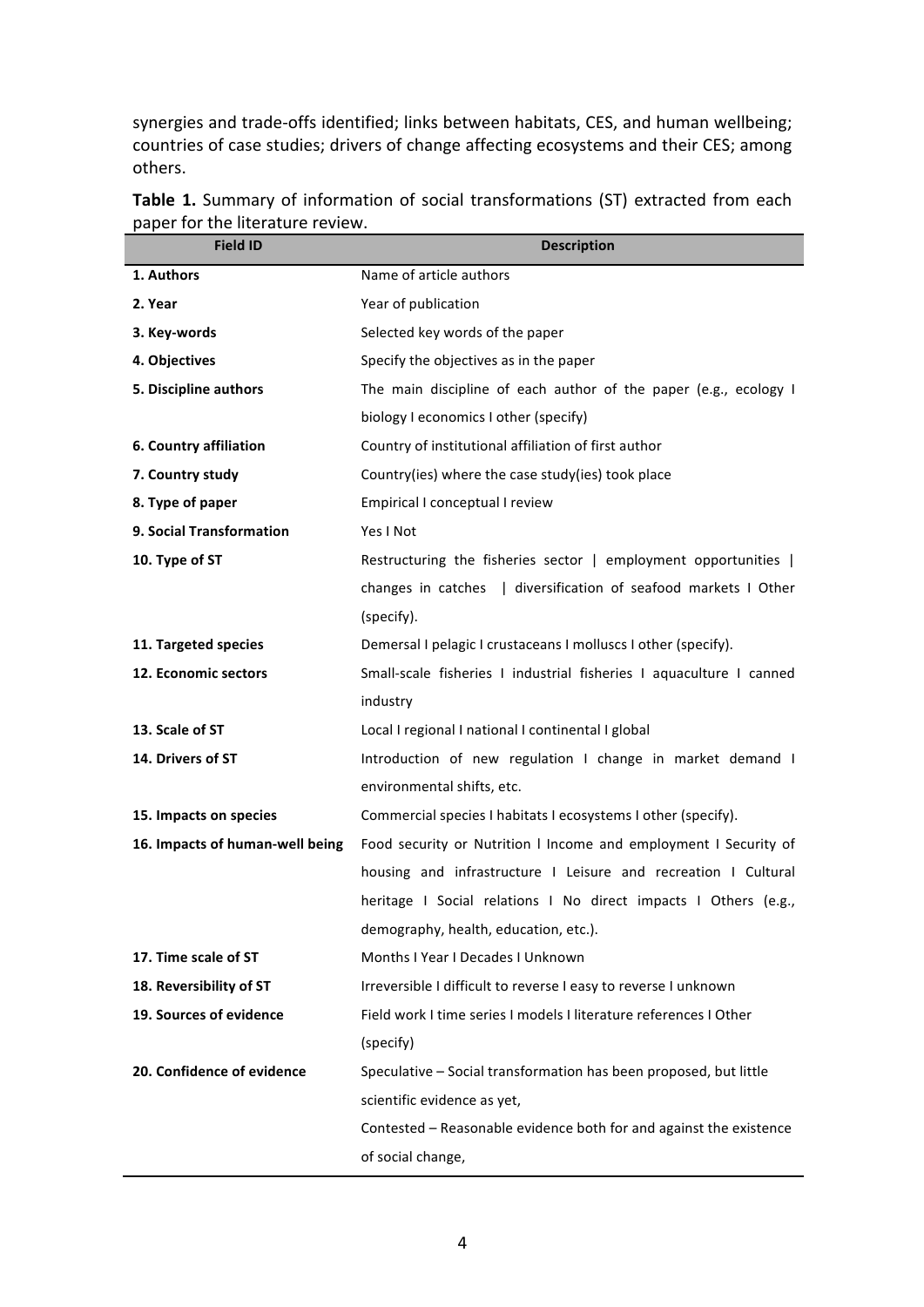synergies and trade-offs identified; links between habitats, CES, and human wellbeing; countries of case studies; drivers of change affecting ecosystems and their CES; among others.

**Table 1.** Summary of information of social transformations (ST) extracted from each paper for the literature review.

| Field ID | Description |
|---|---|
| **1. Authors** | Name of article authors |
| **2. Year** | Year of publication |
| **3. Key-words** | Selected key words of the paper |
| **4. Objectives** | Specify the objectives as in the paper |
| **5. Discipline authors** | The main discipline of each author of the paper (e.g., ecology I biology I economics I other (specify) |
| **6. Country affiliation** | Country of institutional affiliation of first author |
| **7. Country study** | Country(ies) where the case study(ies) took place |
| **8. Type of paper** | Empirical I conceptual I review |
| **9. Social Transformation** | Yes I Not |
| **10. Type of ST** | Restructuring the fisheries sector \| employment opportunities \| changes in catches \| diversification of seafood markets I Other (specify). |
| **11. Targeted species** | Demersal I pelagic I crustaceans I molluscs I other (specify). |
| **12. Economic sectors** | Small-scale fisheries I industrial fisheries I aquaculture I canned industry |
| **13. Scale of ST** | Local I regional I national I continental I global |
| **14. Drivers of ST** | Introduction of new regulation I change in market demand I environmental shifts, etc. |
| **15. Impacts on species** | Commercial species I habitats I ecosystems I other (specify). |
| **16. Impacts of human-well being** | Food security or Nutrition l Income and employment I Security of housing and infrastructure I Leisure and recreation I Cultural heritage I Social relations I No direct impacts I Others (e.g., demography, health, education, etc.). |
| **17. Time scale of ST** | Months I Year I Decades I Unknown |
| **18. Reversibility of ST** | Irreversible I difficult to reverse I easy to reverse I unknown |
| **19. Sources of evidence** | Field work I time series I models I literature references I Other (specify) |
| **20. Confidence of evidence** | Speculative – Social transformation has been proposed, but little scientific evidence as yet,<br>Contested – Reasonable evidence both for and against the existence of social change, |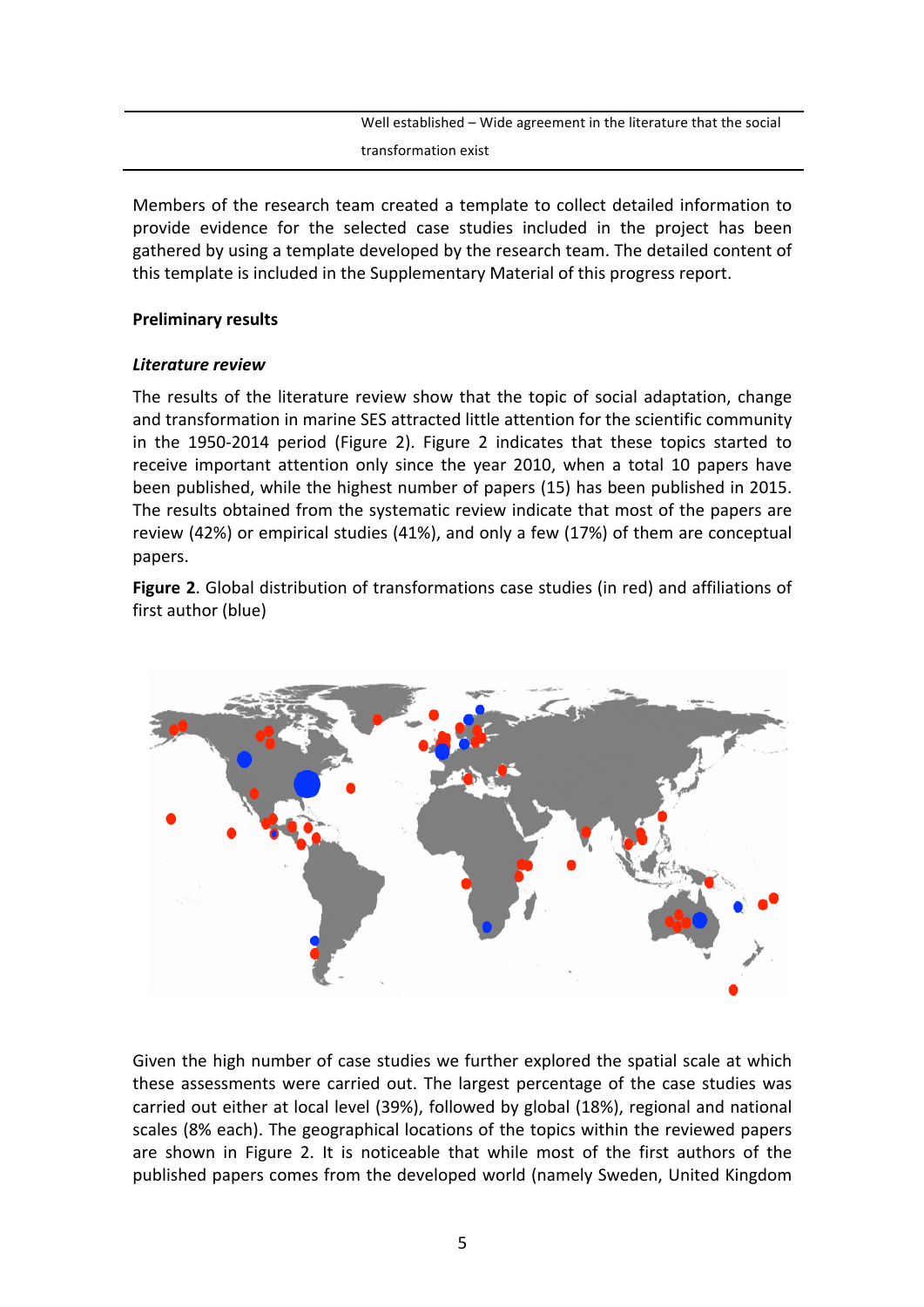| | Well established – Wide agreement in the literature that the social transformation exist |
|---|---|

Members of the research team created a template to collect detailed information to provide evidence for the selected case studies included in the project has been gathered by using a template developed by the research team. The detailed content of this template is included in the Supplementary Material of this progress report.

**Preliminary results**

***Literature review***

The results of the literature review show that the topic of social adaptation, change and transformation in marine SES attracted little attention for the scientific community in the 1950-2014 period (Figure 2). Figure 2 indicates that these topics started to receive important attention only since the year 2010, when a total 10 papers have been published, while the highest number of papers (15) has been published in 2015. The results obtained from the systematic review indicate that most of the papers are review (42%) or empirical studies (41%), and only a few (17%) of them are conceptual papers.

**Figure 2**. Global distribution of transformations case studies (in red) and affiliations of first author (blue)

Given the high number of case studies we further explored the spatial scale at which these assessments were carried out. The largest percentage of the case studies was carried out either at local level (39%), followed by global (18%), regional and national scales (8% each). The geographical locations of the topics within the reviewed papers are shown in Figure 2. It is noticeable that while most of the first authors of the published papers comes from the developed world (namely Sweden, United Kingdom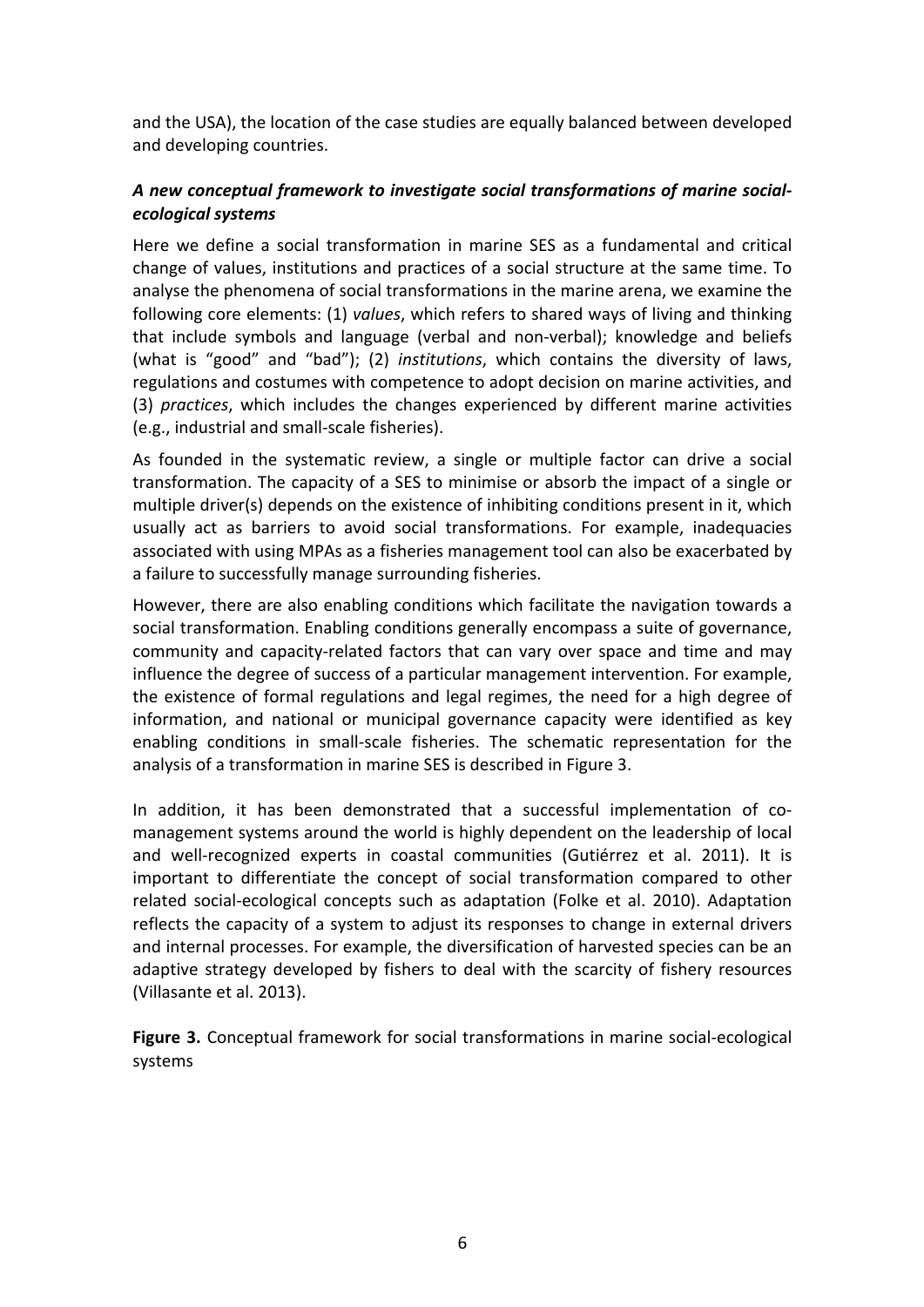and the USA), the location of the case studies are equally balanced between developed and developing countries.

### *A new conceptual framework to investigate social transformations of marine social-ecological systems*

Here we define a social transformation in marine SES as a fundamental and critical change of values, institutions and practices of a social structure at the same time. To analyse the phenomena of social transformations in the marine arena, we examine the following core elements: (1) *values*, which refers to shared ways of living and thinking that include symbols and language (verbal and non-verbal); knowledge and beliefs (what is "good" and "bad"); (2) *institutions*, which contains the diversity of laws, regulations and costumes with competence to adopt decision on marine activities, and (3) *practices*, which includes the changes experienced by different marine activities (e.g., industrial and small-scale fisheries).

As founded in the systematic review, a single or multiple factor can drive a social transformation. The capacity of a SES to minimise or absorb the impact of a single or multiple driver(s) depends on the existence of inhibiting conditions present in it, which usually act as barriers to avoid social transformations. For example, inadequacies associated with using MPAs as a fisheries management tool can also be exacerbated by a failure to successfully manage surrounding fisheries.

However, there are also enabling conditions which facilitate the navigation towards a social transformation. Enabling conditions generally encompass a suite of governance, community and capacity-related factors that can vary over space and time and may influence the degree of success of a particular management intervention. For example, the existence of formal regulations and legal regimes, the need for a high degree of information, and national or municipal governance capacity were identified as key enabling conditions in small-scale fisheries. The schematic representation for the analysis of a transformation in marine SES is described in Figure 3.

In addition, it has been demonstrated that a successful implementation of co-management systems around the world is highly dependent on the leadership of local and well-recognized experts in coastal communities (Gutiérrez et al. 2011). It is important to differentiate the concept of social transformation compared to other related social-ecological concepts such as adaptation (Folke et al. 2010). Adaptation reflects the capacity of a system to adjust its responses to change in external drivers and internal processes. For example, the diversification of harvested species can be an adaptive strategy developed by fishers to deal with the scarcity of fishery resources (Villasante et al. 2013).

**Figure 3.** Conceptual framework for social transformations in marine social-ecological systems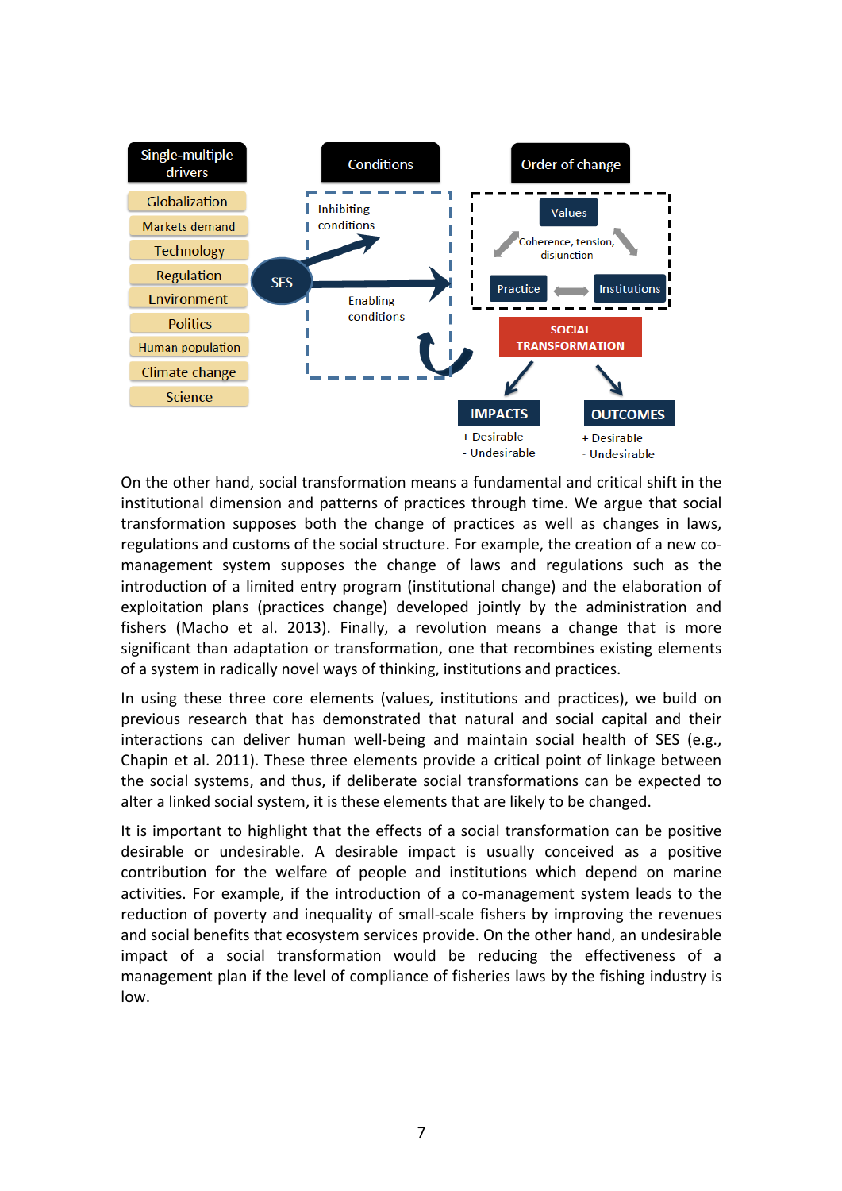On the other hand, social transformation means a fundamental and critical shift in the institutional dimension and patterns of practices through time. We argue that social transformation supposes both the change of practices as well as changes in laws, regulations and customs of the social structure. For example, the creation of a new co-management system supposes the change of laws and regulations such as the introduction of a limited entry program (institutional change) and the elaboration of exploitation plans (practices change) developed jointly by the administration and fishers (Macho et al. 2013). Finally, a revolution means a change that is more significant than adaptation or transformation, one that recombines existing elements of a system in radically novel ways of thinking, institutions and practices.

In using these three core elements (values, institutions and practices), we build on previous research that has demonstrated that natural and social capital and their interactions can deliver human well-being and maintain social health of SES (e.g., Chapin et al. 2011). These three elements provide a critical point of linkage between the social systems, and thus, if deliberate social transformations can be expected to alter a linked social system, it is these elements that are likely to be changed.

It is important to highlight that the effects of a social transformation can be positive desirable or undesirable. A desirable impact is usually conceived as a positive contribution for the welfare of people and institutions which depend on marine activities. For example, if the introduction of a co-management system leads to the reduction of poverty and inequality of small-scale fishers by improving the revenues and social benefits that ecosystem services provide. On the other hand, an undesirable impact of a social transformation would be reducing the effectiveness of a management plan if the level of compliance of fisheries laws by the fishing industry is low.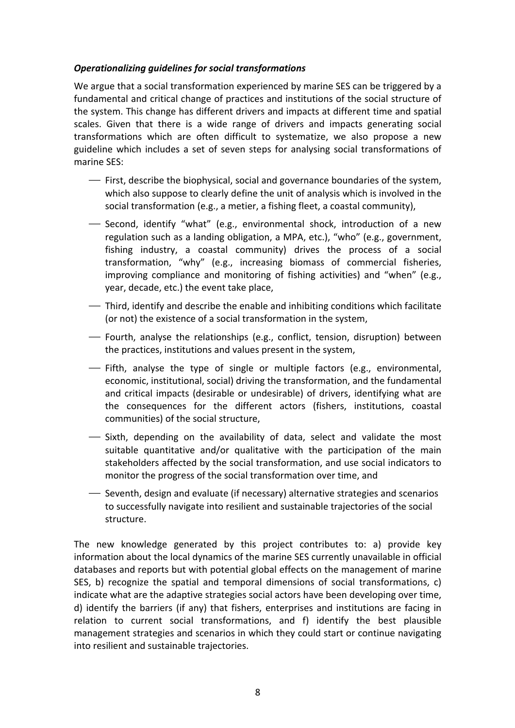***Operationalizing guidelines for social transformations***

We argue that a social transformation experienced by marine SES can be triggered by a fundamental and critical change of practices and institutions of the social structure of the system. This change has different drivers and impacts at different time and spatial scales. Given that there is a wide range of drivers and impacts generating social transformations which are often difficult to systematize, we also propose a new guideline which includes a set of seven steps for analysing social transformations of marine SES:

- First, describe the biophysical, social and governance boundaries of the system, which also suppose to clearly define the unit of analysis which is involved in the social transformation (e.g., a metier, a fishing fleet, a coastal community),
- Second, identify "what" (e.g., environmental shock, introduction of a new regulation such as a landing obligation, a MPA, etc.), "who" (e.g., government, fishing industry, a coastal community) drives the process of a social transformation, "why" (e.g., increasing biomass of commercial fisheries, improving compliance and monitoring of fishing activities) and "when" (e.g., year, decade, etc.) the event take place,
- Third, identify and describe the enable and inhibiting conditions which facilitate (or not) the existence of a social transformation in the system,
- Fourth, analyse the relationships (e.g., conflict, tension, disruption) between the practices, institutions and values present in the system,
- Fifth, analyse the type of single or multiple factors (e.g., environmental, economic, institutional, social) driving the transformation, and the fundamental and critical impacts (desirable or undesirable) of drivers, identifying what are the consequences for the different actors (fishers, institutions, coastal communities) of the social structure,
- Sixth, depending on the availability of data, select and validate the most suitable quantitative and/or qualitative with the participation of the main stakeholders affected by the social transformation, and use social indicators to monitor the progress of the social transformation over time, and
- Seventh, design and evaluate (if necessary) alternative strategies and scenarios to successfully navigate into resilient and sustainable trajectories of the social structure.

The new knowledge generated by this project contributes to: a) provide key information about the local dynamics of the marine SES currently unavailable in official databases and reports but with potential global effects on the management of marine SES, b) recognize the spatial and temporal dimensions of social transformations, c) indicate what are the adaptive strategies social actors have been developing over time, d) identify the barriers (if any) that fishers, enterprises and institutions are facing in relation to current social transformations, and f) identify the best plausible management strategies and scenarios in which they could start or continue navigating into resilient and sustainable trajectories.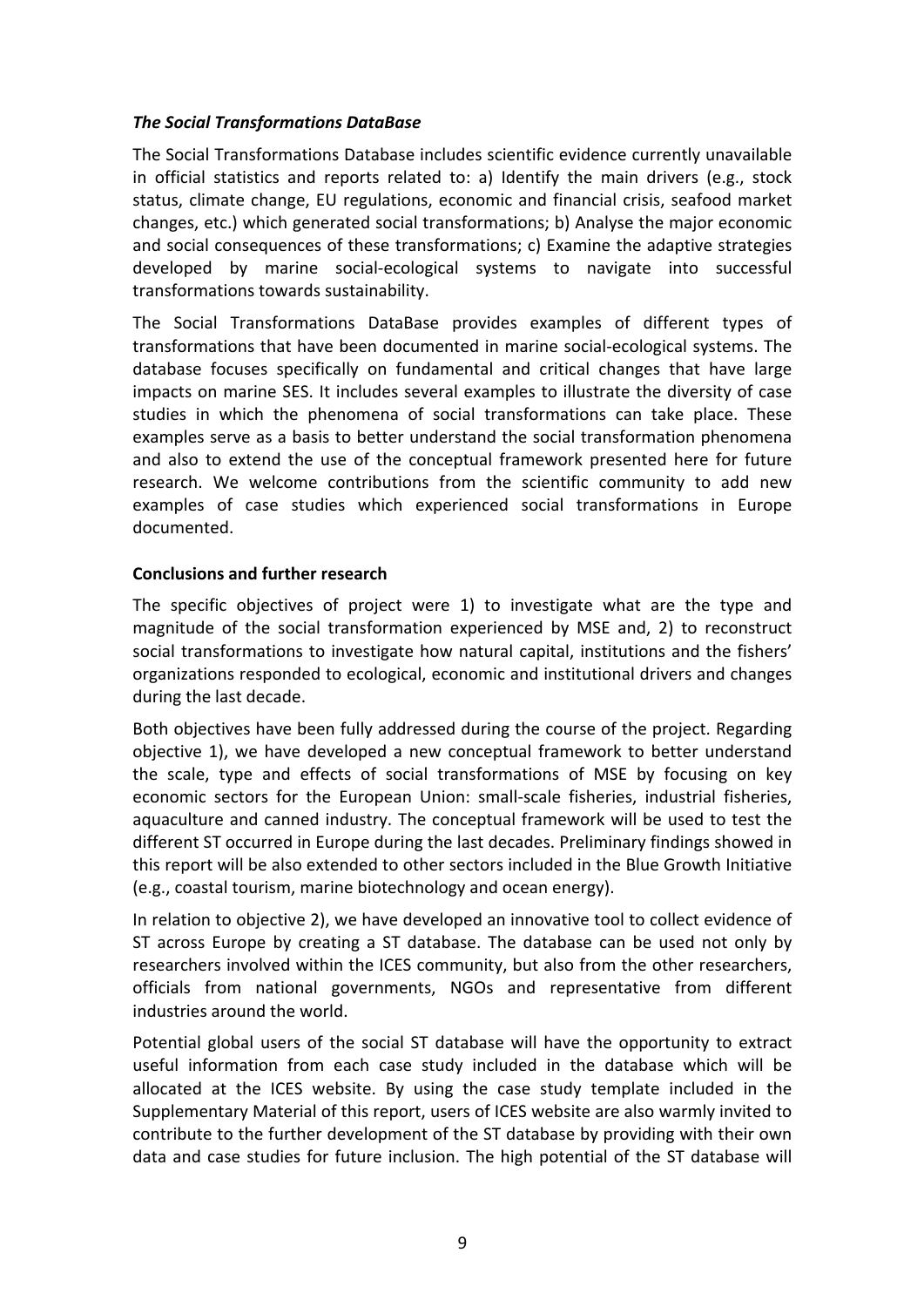### *The Social Transformations DataBase*

The Social Transformations Database includes scientific evidence currently unavailable in official statistics and reports related to: a) Identify the main drivers (e.g., stock status, climate change, EU regulations, economic and financial crisis, seafood market changes, etc.) which generated social transformations; b) Analyse the major economic and social consequences of these transformations; c) Examine the adaptive strategies developed by marine social-ecological systems to navigate into successful transformations towards sustainability.

The Social Transformations DataBase provides examples of different types of transformations that have been documented in marine social-ecological systems. The database focuses specifically on fundamental and critical changes that have large impacts on marine SES. It includes several examples to illustrate the diversity of case studies in which the phenomena of social transformations can take place. These examples serve as a basis to better understand the social transformation phenomena and also to extend the use of the conceptual framework presented here for future research. We welcome contributions from the scientific community to add new examples of case studies which experienced social transformations in Europe documented.

### **Conclusions and further research**

The specific objectives of project were 1) to investigate what are the type and magnitude of the social transformation experienced by MSE and, 2) to reconstruct social transformations to investigate how natural capital, institutions and the fishers' organizations responded to ecological, economic and institutional drivers and changes during the last decade.

Both objectives have been fully addressed during the course of the project. Regarding objective 1), we have developed a new conceptual framework to better understand the scale, type and effects of social transformations of MSE by focusing on key economic sectors for the European Union: small-scale fisheries, industrial fisheries, aquaculture and canned industry. The conceptual framework will be used to test the different ST occurred in Europe during the last decades. Preliminary findings showed in this report will be also extended to other sectors included in the Blue Growth Initiative (e.g., coastal tourism, marine biotechnology and ocean energy).

In relation to objective 2), we have developed an innovative tool to collect evidence of ST across Europe by creating a ST database. The database can be used not only by researchers involved within the ICES community, but also from the other researchers, officials from national governments, NGOs and representative from different industries around the world.

Potential global users of the social ST database will have the opportunity to extract useful information from each case study included in the database which will be allocated at the ICES website. By using the case study template included in the Supplementary Material of this report, users of ICES website are also warmly invited to contribute to the further development of the ST database by providing with their own data and case studies for future inclusion. The high potential of the ST database will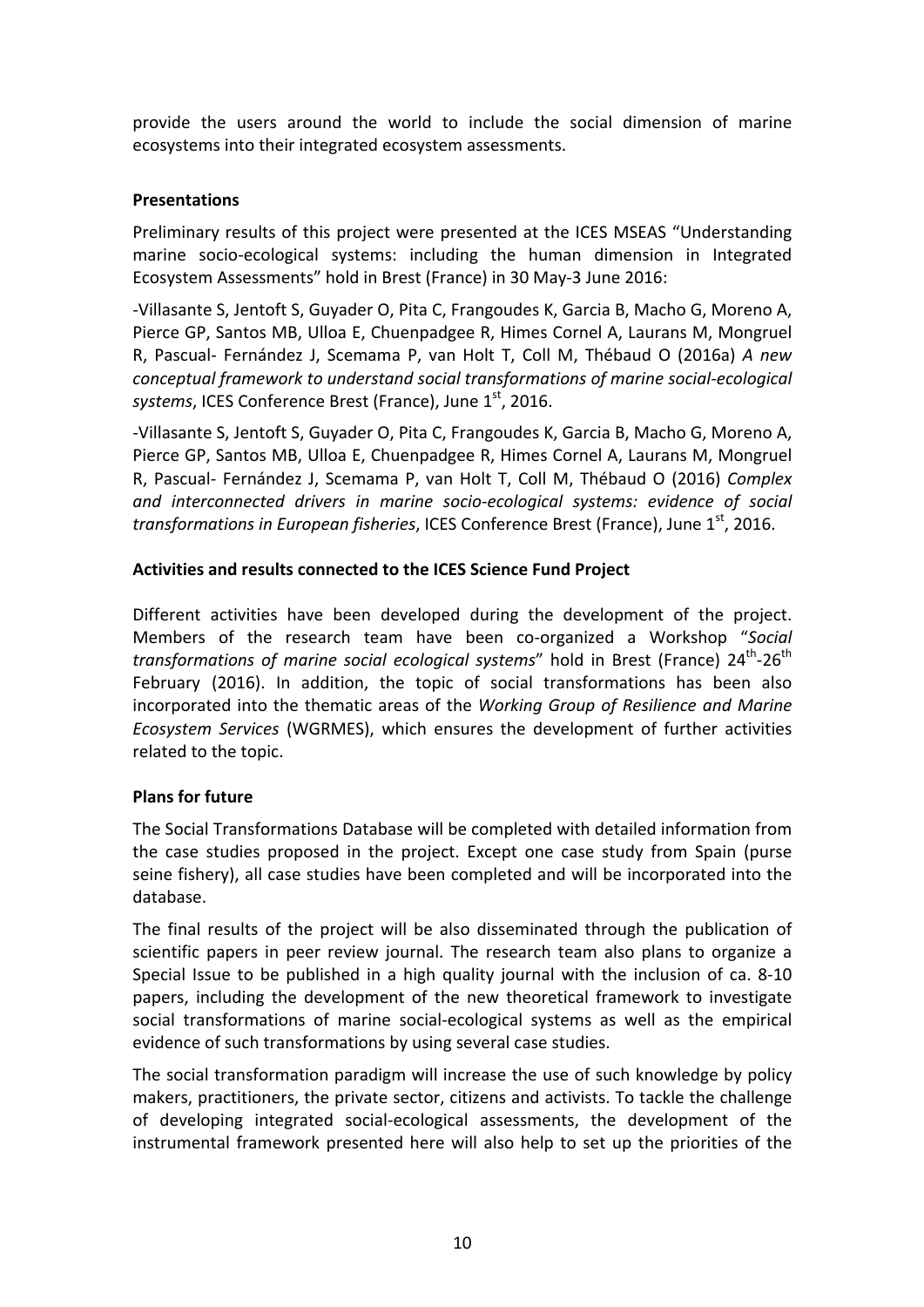provide the users around the world to include the social dimension of marine ecosystems into their integrated ecosystem assessments.

**Presentations**

Preliminary results of this project were presented at the ICES MSEAS "Understanding marine socio-ecological systems: including the human dimension in Integrated Ecosystem Assessments" hold in Brest (France) in 30 May-3 June 2016:

-Villasante S, Jentoft S, Guyader O, Pita C, Frangoudes K, Garcia B, Macho G, Moreno A, Pierce GP, Santos MB, Ulloa E, Chuenpadgee R, Himes Cornel A, Laurans M, Mongruel R, Pascual- Fernández J, Scemama P, van Holt T, Coll M, Thébaud O (2016a) *A new conceptual framework to understand social transformations of marine social-ecological systems*, ICES Conference Brest (France), June 1st, 2016.

-Villasante S, Jentoft S, Guyader O, Pita C, Frangoudes K, Garcia B, Macho G, Moreno A, Pierce GP, Santos MB, Ulloa E, Chuenpadgee R, Himes Cornel A, Laurans M, Mongruel R, Pascual- Fernández J, Scemama P, van Holt T, Coll M, Thébaud O (2016) *Complex and interconnected drivers in marine socio-ecological systems: evidence of social transformations in European fisheries*, ICES Conference Brest (France), June 1st, 2016.

**Activities and results connected to the ICES Science Fund Project**

Different activities have been developed during the development of the project. Members of the research team have been co-organized a Workshop "*Social transformations of marine social ecological systems*" hold in Brest (France) 24th-26th February (2016). In addition, the topic of social transformations has been also incorporated into the thematic areas of the *Working Group of Resilience and Marine Ecosystem Services* (WGRMES), which ensures the development of further activities related to the topic.

**Plans for future**

The Social Transformations Database will be completed with detailed information from the case studies proposed in the project. Except one case study from Spain (purse seine fishery), all case studies have been completed and will be incorporated into the database.

The final results of the project will be also disseminated through the publication of scientific papers in peer review journal. The research team also plans to organize a Special Issue to be published in a high quality journal with the inclusion of ca. 8-10 papers, including the development of the new theoretical framework to investigate social transformations of marine social-ecological systems as well as the empirical evidence of such transformations by using several case studies.

The social transformation paradigm will increase the use of such knowledge by policy makers, practitioners, the private sector, citizens and activists. To tackle the challenge of developing integrated social-ecological assessments, the development of the instrumental framework presented here will also help to set up the priorities of the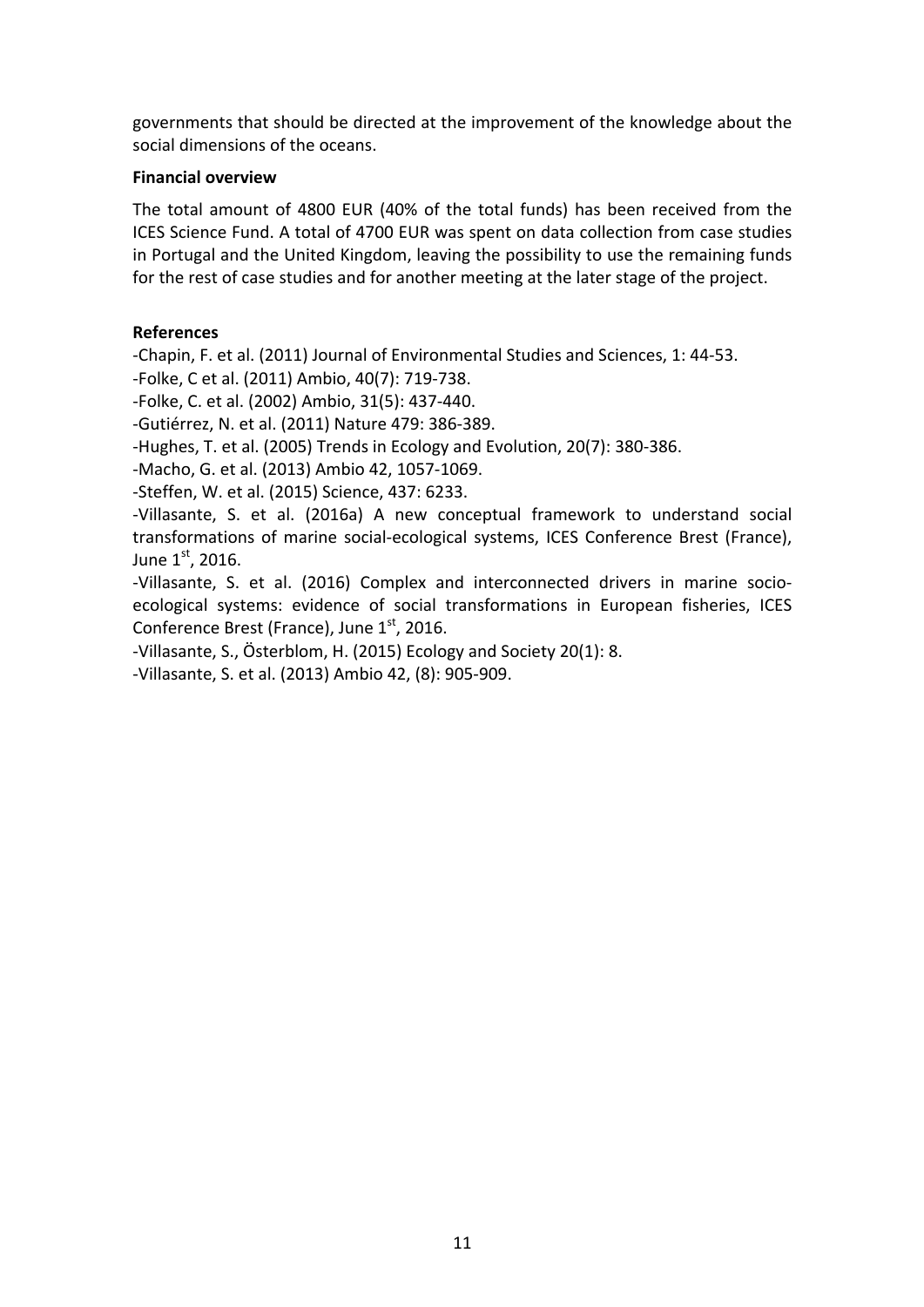governments that should be directed at the improvement of the knowledge about the social dimensions of the oceans.

**Financial overview**

The total amount of 4800 EUR (40% of the total funds) has been received from the ICES Science Fund. A total of 4700 EUR was spent on data collection from case studies in Portugal and the United Kingdom, leaving the possibility to use the remaining funds for the rest of case studies and for another meeting at the later stage of the project.

**References**

-Chapin, F. et al. (2011) Journal of Environmental Studies and Sciences, 1: 44-53.
-Folke, C et al. (2011) Ambio, 40(7): 719-738.
-Folke, C. et al. (2002) Ambio, 31(5): 437-440.
-Gutiérrez, N. et al. (2011) Nature 479: 386-389.
-Hughes, T. et al. (2005) Trends in Ecology and Evolution, 20(7): 380-386.
-Macho, G. et al. (2013) Ambio 42, 1057-1069.
-Steffen, W. et al. (2015) Science, 437: 6233.
-Villasante, S. et al. (2016a) A new conceptual framework to understand social transformations of marine social-ecological systems, ICES Conference Brest (France), June 1st, 2016.
-Villasante, S. et al. (2016) Complex and interconnected drivers in marine socio-ecological systems: evidence of social transformations in European fisheries, ICES Conference Brest (France), June 1st, 2016.
-Villasante, S., Österblom, H. (2015) Ecology and Society 20(1): 8.
-Villasante, S. et al. (2013) Ambio 42, (8): 905-909.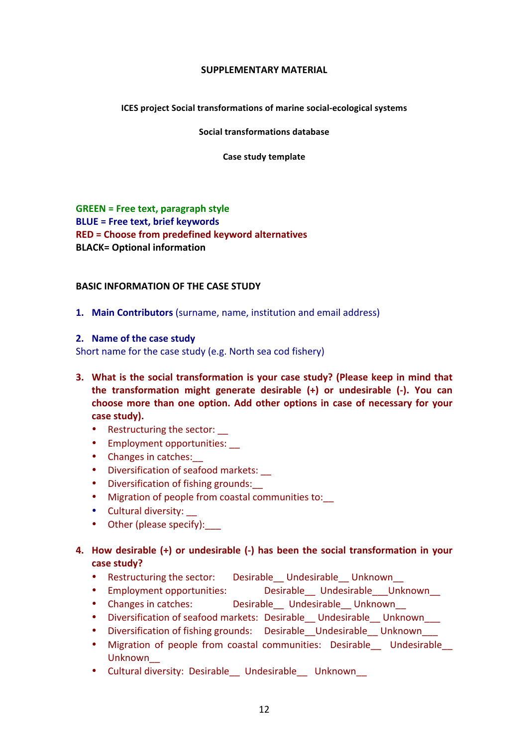**SUPPLEMENTARY MATERIAL**

**ICES project Social transformations of marine social-ecological systems**

**Social transformations database**

**Case study template**

**GREEN = Free text, paragraph style**
**BLUE = Free text, brief keywords**
**RED = Choose from predefined keyword alternatives**
**BLACK= Optional information**

**BASIC INFORMATION OF THE CASE STUDY**

1. **Main Contributors** (surname, name, institution and email address)

2. **Name of the case study**

Short name for the case study (e.g. North sea cod fishery)

3. **What is the social transformation is your case study? (Please keep in mind that the transformation might generate desirable (+) or undesirable (-). You can choose more than one option. Add other options in case of necessary for your case study).**
   - Restructuring the sector: __
   - Employment opportunities: __
   - Changes in catches:__
   - Diversification of seafood markets: __
   - Diversification of fishing grounds:__
   - Migration of people from coastal communities to:__
   - Cultural diversity: __
   - Other (please specify):___

4. **How desirable (+) or undesirable (-) has been the social transformation in your case study?**
   - Restructuring the sector: Desirable__ Undesirable__ Unknown__
   - Employment opportunities: Desirable__ Undesirable___Unknown__
   - Changes in catches: Desirable__ Undesirable__ Unknown__
   - Diversification of seafood markets: Desirable__ Undesirable__ Unknown___
   - Diversification of fishing grounds: Desirable__Undesirable__ Unknown___
   - Migration of people from coastal communities: Desirable__ Undesirable__ Unknown__
   - Cultural diversity: Desirable__ Undesirable__ Unknown__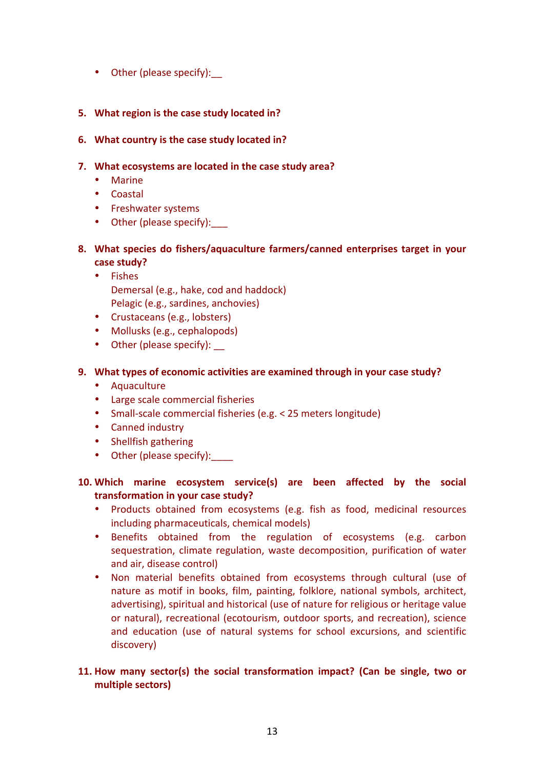- Other (please specify):__

5. **What region is the case study located in?**

6. **What country is the case study located in?**

7. **What ecosystems are located in the case study area?**
   - Marine
   - Coastal
   - Freshwater systems
   - Other (please specify):___

8. **What species do fishers/aquaculture farmers/canned enterprises target in your case study?**
   - Fishes
     Demersal (e.g., hake, cod and haddock)
     Pelagic (e.g., sardines, anchovies)
   - Crustaceans (e.g., lobsters)
   - Mollusks (e.g., cephalopods)
   - Other (please specify): __

9. **What types of economic activities are examined through in your case study?**
   - Aquaculture
   - Large scale commercial fisheries
   - Small-scale commercial fisheries (e.g. < 25 meters longitude)
   - Canned industry
   - Shellfish gathering
   - Other (please specify):____

10. **Which marine ecosystem service(s) are been affected by the social transformation in your case study?**
    - Products obtained from ecosystems (e.g. fish as food, medicinal resources including pharmaceuticals, chemical models)
    - Benefits obtained from the regulation of ecosystems (e.g. carbon sequestration, climate regulation, waste decomposition, purification of water and air, disease control)
    - Non material benefits obtained from ecosystems through cultural (use of nature as motif in books, film, painting, folklore, national symbols, architect, advertising), spiritual and historical (use of nature for religious or heritage value or natural), recreational (ecotourism, outdoor sports, and recreation), science and education (use of natural systems for school excursions, and scientific discovery)

11. **How many sector(s) the social transformation impact? (Can be single, two or multiple sectors)**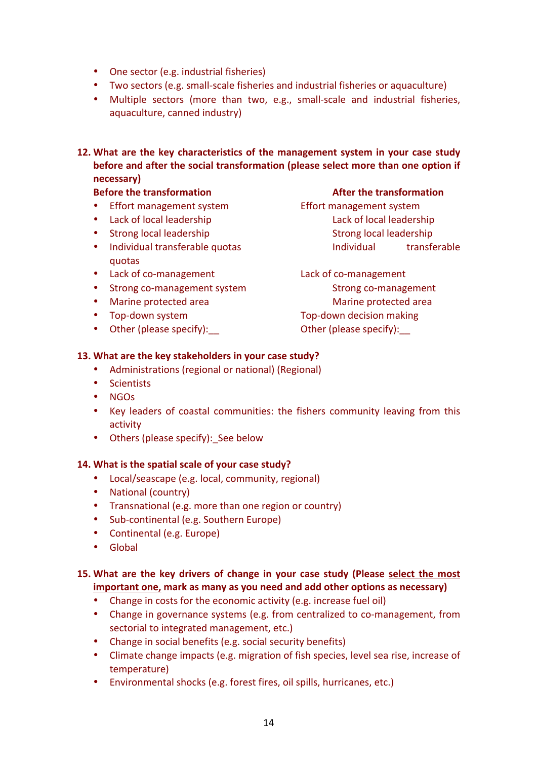- One sector (e.g. industrial fisheries)
- Two sectors (e.g. small-scale fisheries and industrial fisheries or aquaculture)
- Multiple sectors (more than two, e.g., small-scale and industrial fisheries, aquaculture, canned industry)

**12. What are the key characteristics of the management system in your case study before and after the social transformation (please select more than one option if necessary)**

| **Before the transformation** | **After the transformation** |
|---|---|
| • Effort management system | Effort management system |
| • Lack of local leadership | Lack of local leadership |
| • Strong local leadership | Strong local leadership |
| • Individual transferable quotas | Individual transferable quotas |
| • Lack of co-management | Lack of co-management |
| • Strong co-management system | Strong co-management |
| • Marine protected area | Marine protected area |
| • Top-down system | Top-down decision making |
| • Other (please specify):__ | Other (please specify):__ |

**13. What are the key stakeholders in your case study?**

- Administrations (regional or national) (Regional)
- Scientists
- NGOs
- Key leaders of coastal communities: the fishers community leaving from this activity
- Others (please specify):_See below

**14. What is the spatial scale of your case study?**

- Local/seascape (e.g. local, community, regional)
- National (country)
- Transnational (e.g. more than one region or country)
- Sub-continental (e.g. Southern Europe)
- Continental (e.g. Europe)
- Global

**15. What are the key drivers of change in your case study (Please <u>select the most important one,</u> mark as many as you need and add other options as necessary)**

- Change in costs for the economic activity (e.g. increase fuel oil)
- Change in governance systems (e.g. from centralized to co-management, from sectorial to integrated management, etc.)
- Change in social benefits (e.g. social security benefits)
- Climate change impacts (e.g. migration of fish species, level sea rise, increase of temperature)
- Environmental shocks (e.g. forest fires, oil spills, hurricanes, etc.)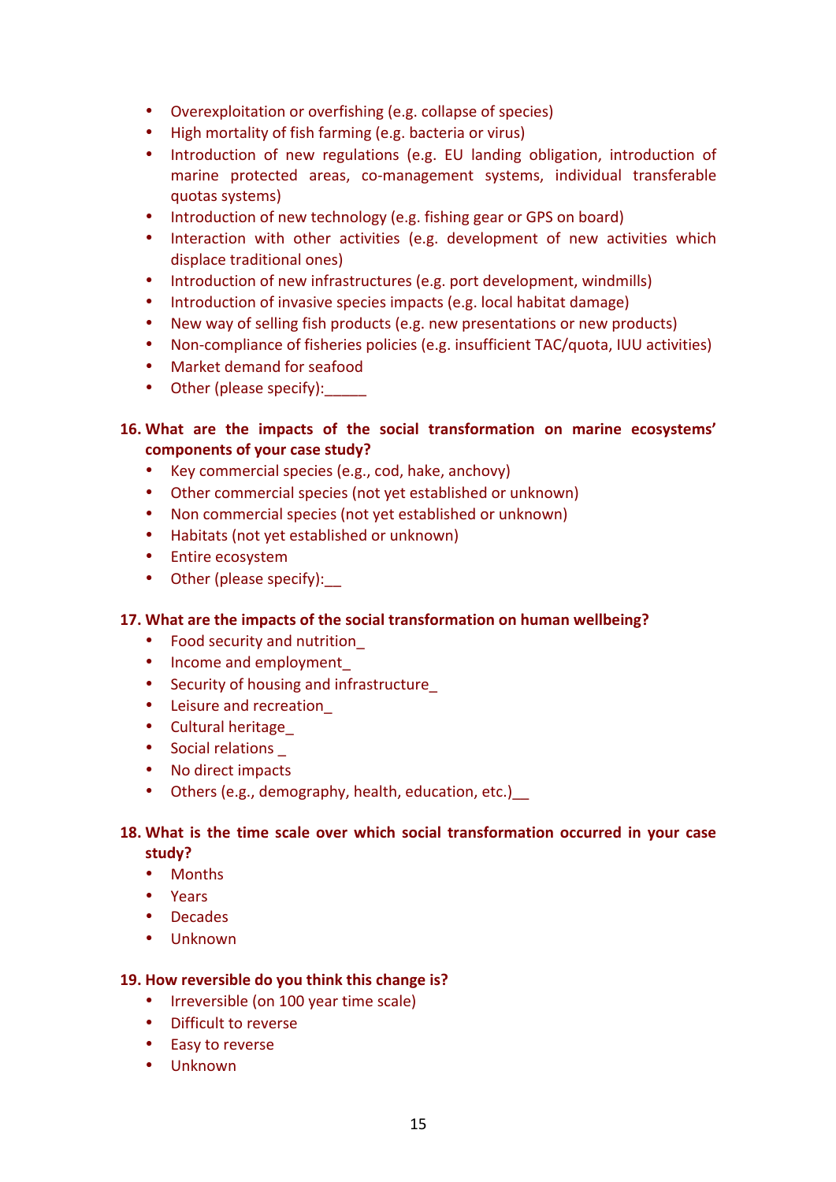- Overexploitation or overfishing (e.g. collapse of species)
- High mortality of fish farming (e.g. bacteria or virus)
- Introduction of new regulations (e.g. EU landing obligation, introduction of marine protected areas, co-management systems, individual transferable quotas systems)
- Introduction of new technology (e.g. fishing gear or GPS on board)
- Interaction with other activities (e.g. development of new activities which displace traditional ones)
- Introduction of new infrastructures (e.g. port development, windmills)
- Introduction of invasive species impacts (e.g. local habitat damage)
- New way of selling fish products (e.g. new presentations or new products)
- Non-compliance of fisheries policies (e.g. insufficient TAC/quota, IUU activities)
- Market demand for seafood
- Other (please specify):_____

**16. What are the impacts of the social transformation on marine ecosystems' components of your case study?**

- Key commercial species (e.g., cod, hake, anchovy)
- Other commercial species (not yet established or unknown)
- Non commercial species (not yet established or unknown)
- Habitats (not yet established or unknown)
- Entire ecosystem
- Other (please specify):__

**17. What are the impacts of the social transformation on human wellbeing?**

- Food security and nutrition_
- Income and employment_
- Security of housing and infrastructure_
- Leisure and recreation_
- Cultural heritage_
- Social relations _
- No direct impacts
- Others (e.g., demography, health, education, etc.)__

**18. What is the time scale over which social transformation occurred in your case study?**

- Months
- Years
- Decades
- Unknown

**19. How reversible do you think this change is?**

- Irreversible (on 100 year time scale)
- Difficult to reverse
- Easy to reverse
- Unknown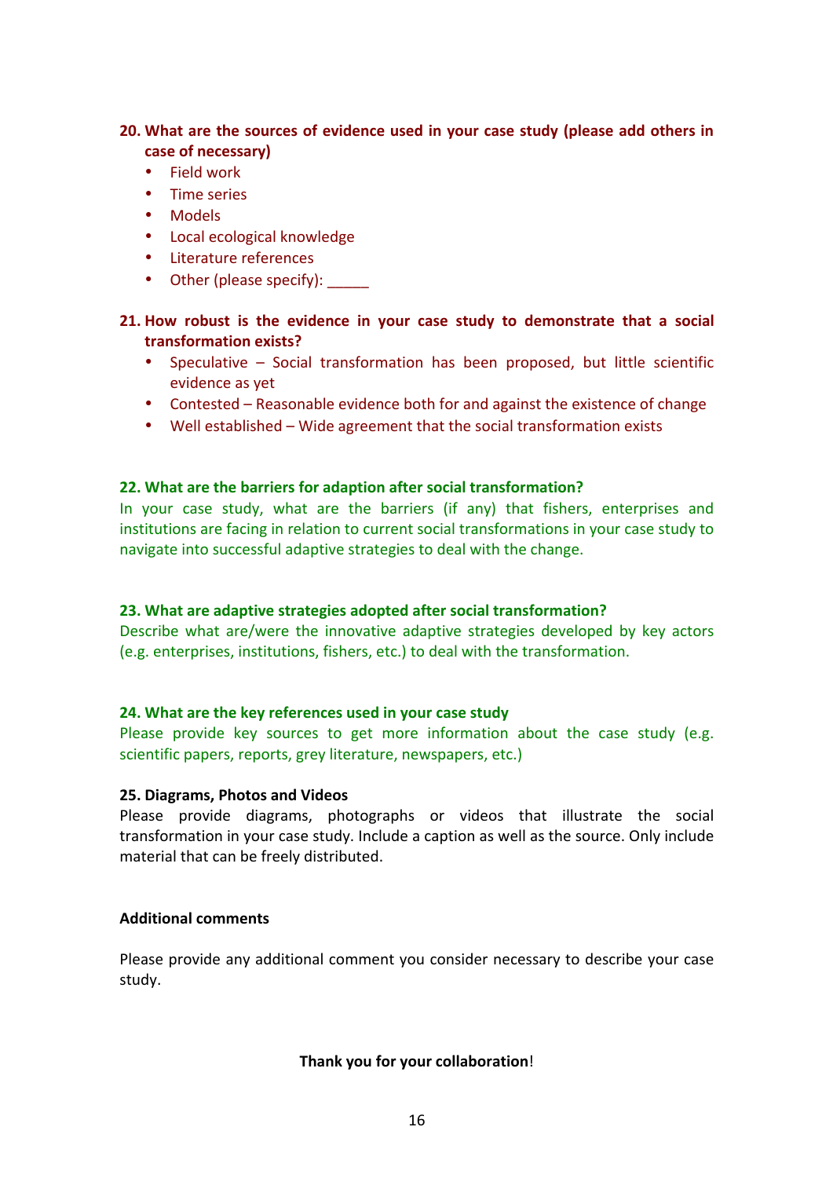**20. What are the sources of evidence used in your case study (please add others in case of necessary)**

- Field work
- Time series
- Models
- Local ecological knowledge
- Literature references
- Other (please specify): _____

**21. How robust is the evidence in your case study to demonstrate that a social transformation exists?**

- Speculative – Social transformation has been proposed, but little scientific evidence as yet
- Contested – Reasonable evidence both for and against the existence of change
- Well established – Wide agreement that the social transformation exists

**22. What are the barriers for adaption after social transformation?**

In your case study, what are the barriers (if any) that fishers, enterprises and institutions are facing in relation to current social transformations in your case study to navigate into successful adaptive strategies to deal with the change.

**23. What are adaptive strategies adopted after social transformation?**

Describe what are/were the innovative adaptive strategies developed by key actors (e.g. enterprises, institutions, fishers, etc.) to deal with the transformation.

**24. What are the key references used in your case study**

Please provide key sources to get more information about the case study (e.g. scientific papers, reports, grey literature, newspapers, etc.)

**25. Diagrams, Photos and Videos**

Please provide diagrams, photographs or videos that illustrate the social transformation in your case study. Include a caption as well as the source. Only include material that can be freely distributed.

**Additional comments**

Please provide any additional comment you consider necessary to describe your case study.

**Thank you for your collaboration**!